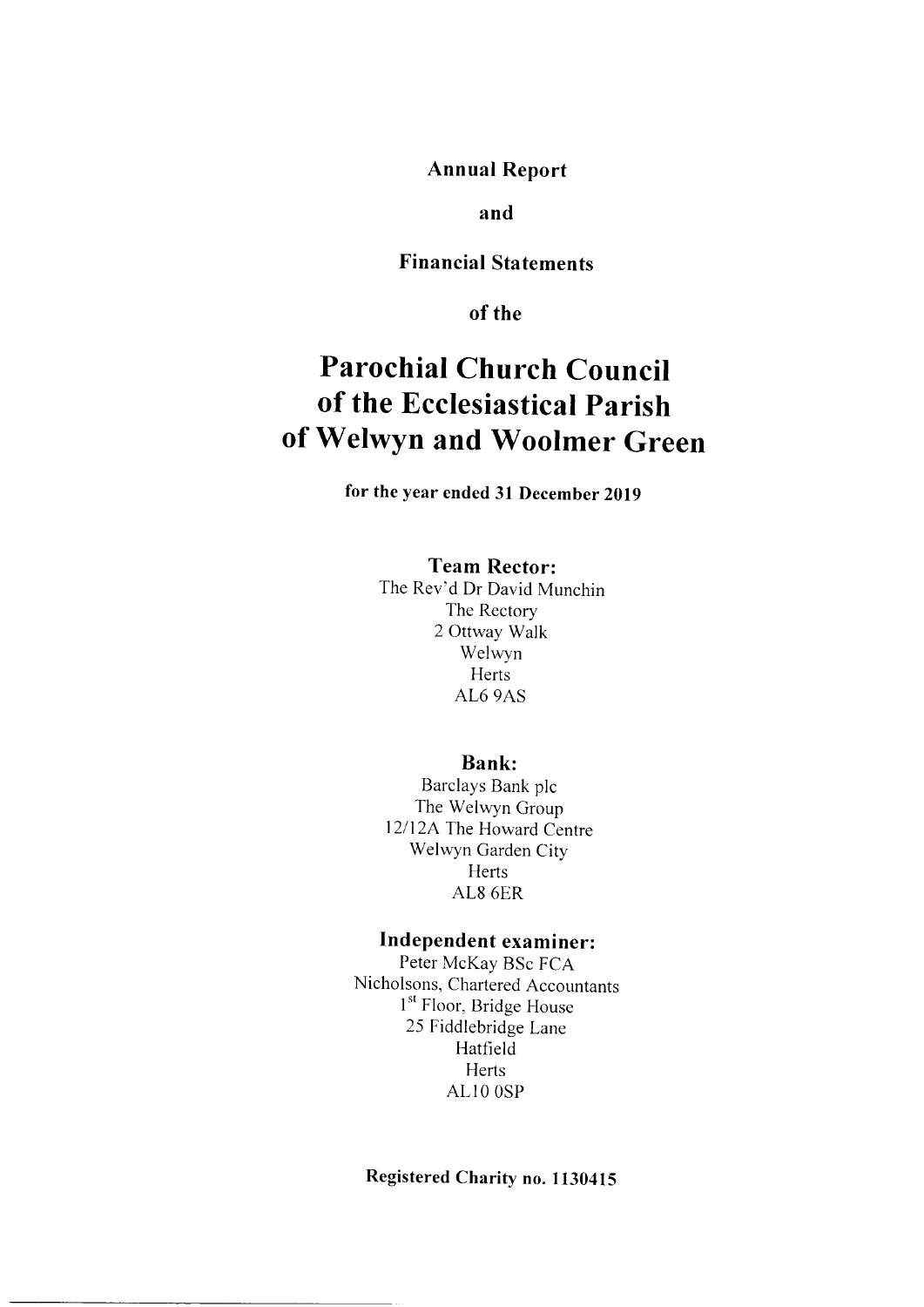**Annual Report**

**and**

**Financial Statements**

**of the**

# Parochial Church Council of the Ecclesiastical Parish of Welwyn and Woolmer Green

**for the year ended 31 December 2019**

## Team Rector:

The Rev'd Dr David Munchin
The Rectory
2 Ottway Walk
Welwyn
Herts
AL6 9AS

## Bank:

Barclays Bank plc
The Welwyn Group
12/12A The Howard Centre
Welwyn Garden City
Herts
AL8 6ER

## Independent examiner:

Peter McKay BSc FCA
Nicholsons, Chartered Accountants
1st Floor, Bridge House
25 Fiddlebridge Lane
Hatfield
Herts
AL10 0SP

**Registered Charity no. 1130415**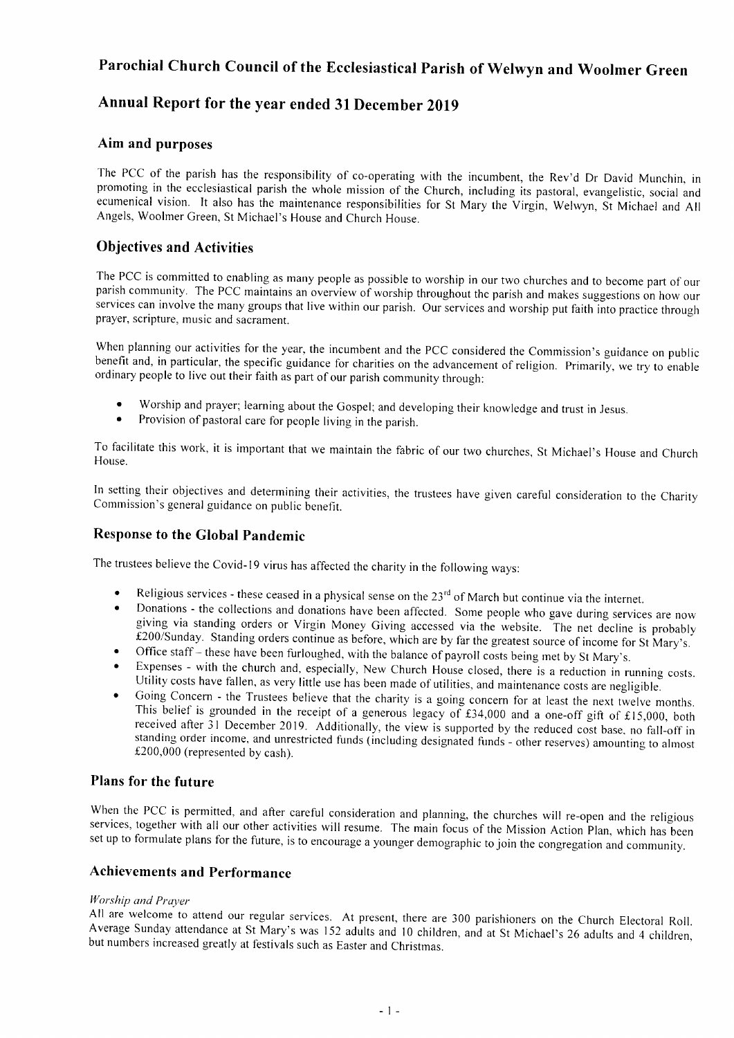# Parochial Church Council of the Ecclesiastical Parish of Welwyn and Woolmer Green

## Annual Report for the year ended 31 December 2019

### Aim and purposes

The PCC of the parish has the responsibility of co-operating with the incumbent, the Rev'd Dr David Munchin, in promoting in the ecclesiastical parish the whole mission of the Church, including its pastoral, evangelistic, social and ecumenical vision. It also has the maintenance responsibilities for St Mary the Virgin, Welwyn, St Michael and All Angels, Woolmer Green, St Michael's House and Church House.

### Objectives and Activities

The PCC is committed to enabling as many people as possible to worship in our two churches and to become part of our parish community. The PCC maintains an overview of worship throughout the parish and makes suggestions on how our services can involve the many groups that live within our parish. Our services and worship put faith into practice through prayer, scripture, music and sacrament.

When planning our activities for the year, the incumbent and the PCC considered the Commission's guidance on public benefit and, in particular, the specific guidance for charities on the advancement of religion. Primarily, we try to enable ordinary people to live out their faith as part of our parish community through:

- Worship and prayer; learning about the Gospel; and developing their knowledge and trust in Jesus.
- Provision of pastoral care for people living in the parish.

To facilitate this work, it is important that we maintain the fabric of our two churches, St Michael's House and Church House.

In setting their objectives and determining their activities, the trustees have given careful consideration to the Charity Commission's general guidance on public benefit.

### Response to the Global Pandemic

The trustees believe the Covid-19 virus has affected the charity in the following ways:

- Religious services - these ceased in a physical sense on the 23rd of March but continue via the internet.
- Donations - the collections and donations have been affected. Some people who gave during services are now giving via standing orders or Virgin Money Giving accessed via the website. The net decline is probably £200/Sunday. Standing orders continue as before, which are by far the greatest source of income for St Mary's.
- Office staff – these have been furloughed, with the balance of payroll costs being met by St Mary's.
- Expenses - with the church and, especially, New Church House closed, there is a reduction in running costs. Utility costs have fallen, as very little use has been made of utilities, and maintenance costs are negligible.
- Going Concern - the Trustees believe that the charity is a going concern for at least the next twelve months. This belief is grounded in the receipt of a generous legacy of £34,000 and a one-off gift of £15,000, both received after 31 December 2019. Additionally, the view is supported by the reduced cost base, no fall-off in standing order income, and unrestricted funds (including designated funds - other reserves) amounting to almost £200,000 (represented by cash).

### Plans for the future

When the PCC is permitted, and after careful consideration and planning, the churches will re-open and the religious services, together with all our other activities will resume. The main focus of the Mission Action Plan, which has been set up to formulate plans for the future, is to encourage a younger demographic to join the congregation and community.

### Achievements and Performance

*Worship and Prayer*

All are welcome to attend our regular services. At present, there are 300 parishioners on the Church Electoral Roll. Average Sunday attendance at St Mary's was 152 adults and 10 children, and at St Michael's 26 adults and 4 children, but numbers increased greatly at festivals such as Easter and Christmas.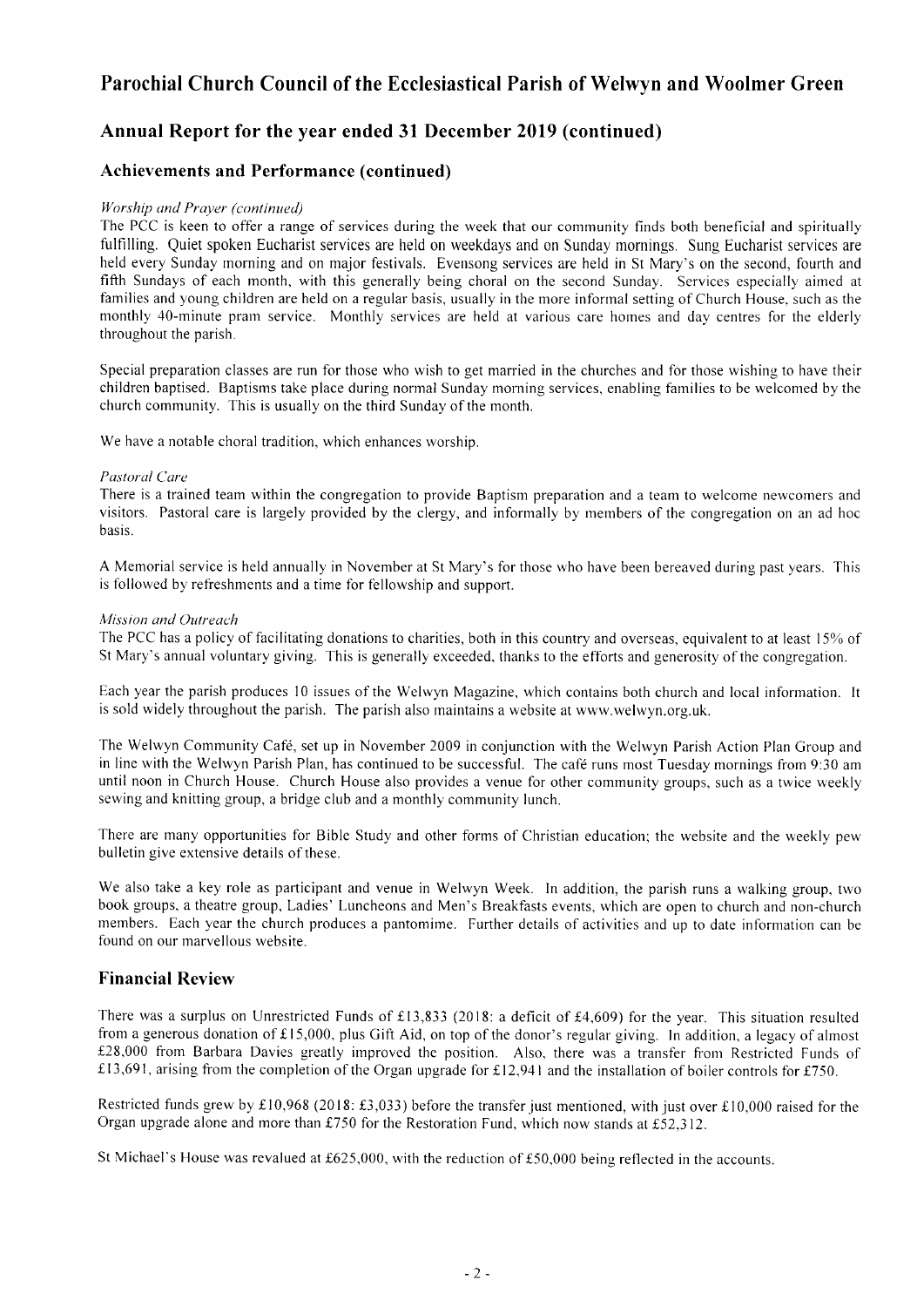# Parochial Church Council of the Ecclesiastical Parish of Welwyn and Woolmer Green

## Annual Report for the year ended 31 December 2019 (continued)

### Achievements and Performance (continued)

*Worship and Prayer (continued)*

The PCC is keen to offer a range of services during the week that our community finds both beneficial and spiritually fulfilling. Quiet spoken Eucharist services are held on weekdays and on Sunday mornings. Sung Eucharist services are held every Sunday morning and on major festivals. Evensong services are held in St Mary's on the second, fourth and fifth Sundays of each month, with this generally being choral on the second Sunday. Services especially aimed at families and young children are held on a regular basis, usually in the more informal setting of Church House, such as the monthly 40-minute pram service. Monthly services are held at various care homes and day centres for the elderly throughout the parish.

Special preparation classes are run for those who wish to get married in the churches and for those wishing to have their children baptised. Baptisms take place during normal Sunday morning services, enabling families to be welcomed by the church community. This is usually on the third Sunday of the month.

We have a notable choral tradition, which enhances worship.

*Pastoral Care*

There is a trained team within the congregation to provide Baptism preparation and a team to welcome newcomers and visitors. Pastoral care is largely provided by the clergy, and informally by members of the congregation on an ad hoc basis.

A Memorial service is held annually in November at St Mary's for those who have been bereaved during past years. This is followed by refreshments and a time for fellowship and support.

*Mission and Outreach*

The PCC has a policy of facilitating donations to charities, both in this country and overseas, equivalent to at least 15% of St Mary's annual voluntary giving. This is generally exceeded, thanks to the efforts and generosity of the congregation.

Each year the parish produces 10 issues of the Welwyn Magazine, which contains both church and local information. It is sold widely throughout the parish. The parish also maintains a website at www.welwyn.org.uk.

The Welwyn Community Café, set up in November 2009 in conjunction with the Welwyn Parish Action Plan Group and in line with the Welwyn Parish Plan, has continued to be successful. The café runs most Tuesday mornings from 9:30 am until noon in Church House. Church House also provides a venue for other community groups, such as a twice weekly sewing and knitting group, a bridge club and a monthly community lunch.

There are many opportunities for Bible Study and other forms of Christian education; the website and the weekly pew bulletin give extensive details of these.

We also take a key role as participant and venue in Welwyn Week. In addition, the parish runs a walking group, two book groups, a theatre group, Ladies' Luncheons and Men's Breakfasts events, which are open to church and non-church members. Each year the church produces a pantomime. Further details of activities and up to date information can be found on our marvellous website.

### Financial Review

There was a surplus on Unrestricted Funds of £13,833 (2018: a deficit of £4,609) for the year. This situation resulted from a generous donation of £15,000, plus Gift Aid, on top of the donor's regular giving. In addition, a legacy of almost £28,000 from Barbara Davies greatly improved the position. Also, there was a transfer from Restricted Funds of £13,691, arising from the completion of the Organ upgrade for £12,941 and the installation of boiler controls for £750.

Restricted funds grew by £10,968 (2018: £3,033) before the transfer just mentioned, with just over £10,000 raised for the Organ upgrade alone and more than £750 for the Restoration Fund, which now stands at £52,312.

St Michael's House was revalued at £625,000, with the reduction of £50,000 being reflected in the accounts.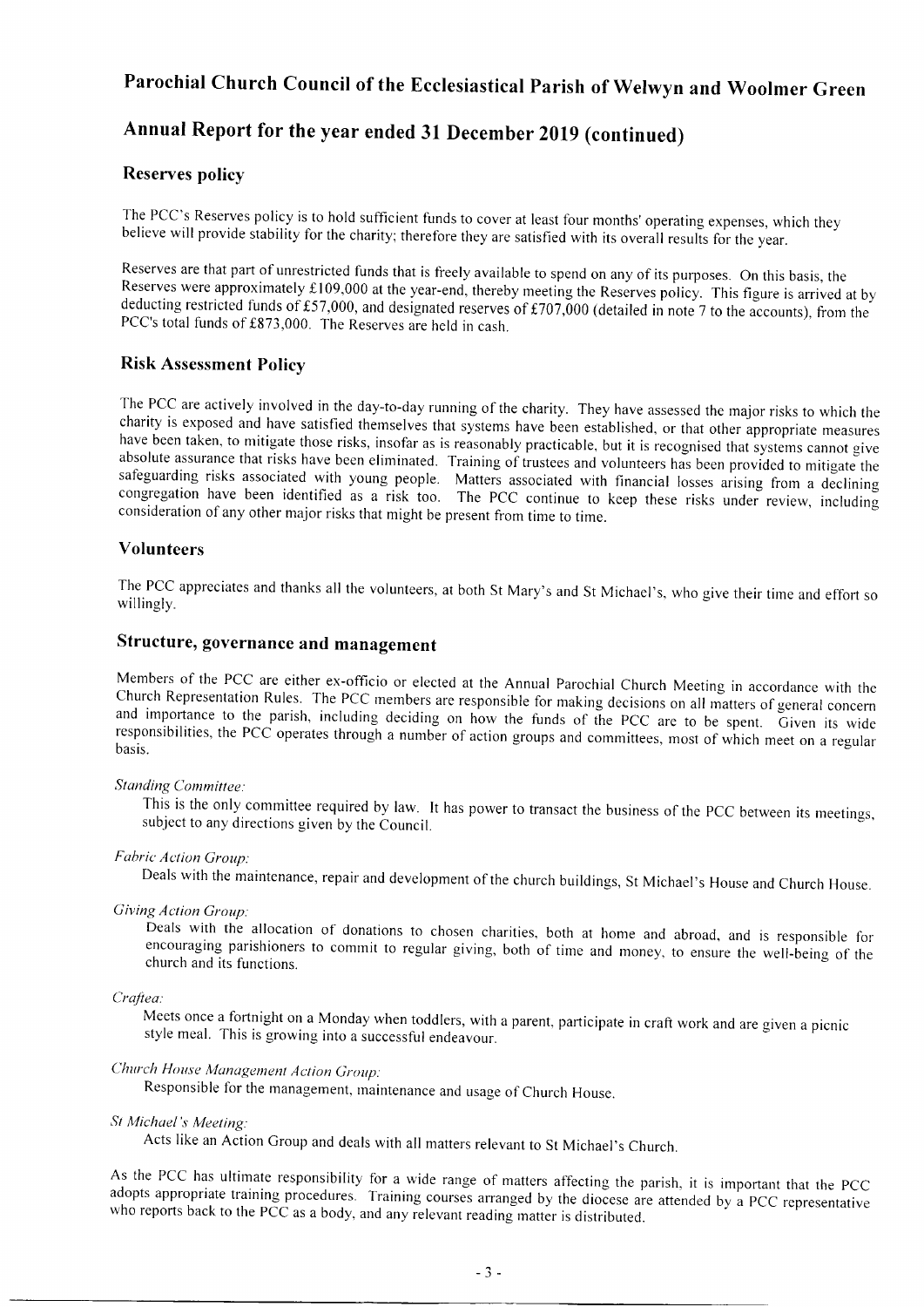# Parochial Church Council of the Ecclesiastical Parish of Welwyn and Woolmer Green

# Annual Report for the year ended 31 December 2019 (continued)

## Reserves policy

The PCC's Reserves policy is to hold sufficient funds to cover at least four months' operating expenses, which they believe will provide stability for the charity; therefore they are satisfied with its overall results for the year.

Reserves are that part of unrestricted funds that is freely available to spend on any of its purposes. On this basis, the Reserves were approximately £109,000 at the year-end, thereby meeting the Reserves policy. This figure is arrived at by deducting restricted funds of £57,000, and designated reserves of £707,000 (detailed in note 7 to the accounts), from the PCC's total funds of £873,000. The Reserves are held in cash.

## Risk Assessment Policy

The PCC are actively involved in the day-to-day running of the charity. They have assessed the major risks to which the charity is exposed and have satisfied themselves that systems have been established, or that other appropriate measures have been taken, to mitigate those risks, insofar as is reasonably practicable, but it is recognised that systems cannot give absolute assurance that risks have been eliminated. Training of trustees and volunteers has been provided to mitigate the safeguarding risks associated with young people. Matters associated with financial losses arising from a declining congregation have been identified as a risk too. The PCC continue to keep these risks under review, including consideration of any other major risks that might be present from time to time.

## Volunteers

The PCC appreciates and thanks all the volunteers, at both St Mary's and St Michael's, who give their time and effort so willingly.

## Structure, governance and management

Members of the PCC are either ex-officio or elected at the Annual Parochial Church Meeting in accordance with the Church Representation Rules. The PCC members are responsible for making decisions on all matters of general concern and importance to the parish, including deciding on how the funds of the PCC are to be spent. Given its wide responsibilities, the PCC operates through a number of action groups and committees, most of which meet on a regular basis.

*Standing Committee:*

This is the only committee required by law. It has power to transact the business of the PCC between its meetings, subject to any directions given by the Council.

*Fabric Action Group:*

Deals with the maintenance, repair and development of the church buildings, St Michael's House and Church House.

*Giving Action Group:*

Deals with the allocation of donations to chosen charities, both at home and abroad, and is responsible for encouraging parishioners to commit to regular giving, both of time and money, to ensure the well-being of the church and its functions.

*Craftea:*

Meets once a fortnight on a Monday when toddlers, with a parent, participate in craft work and are given a picnic style meal. This is growing into a successful endeavour.

*Church House Management Action Group:*

Responsible for the management, maintenance and usage of Church House.

*St Michael's Meeting:*

Acts like an Action Group and deals with all matters relevant to St Michael's Church.

As the PCC has ultimate responsibility for a wide range of matters affecting the parish, it is important that the PCC adopts appropriate training procedures. Training courses arranged by the diocese are attended by a PCC representative who reports back to the PCC as a body, and any relevant reading matter is distributed.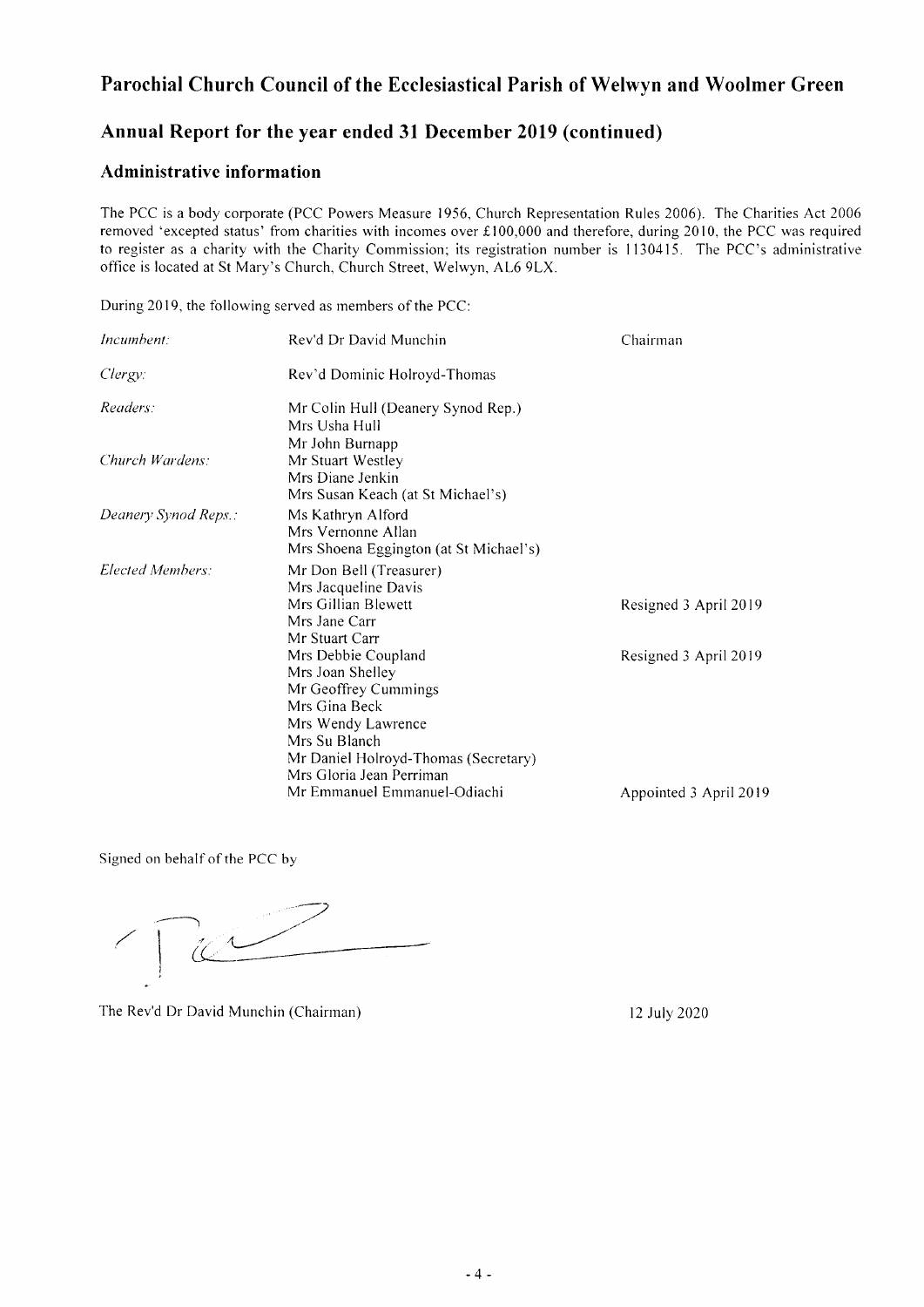# Parochial Church Council of the Ecclesiastical Parish of Welwyn and Woolmer Green

## Annual Report for the year ended 31 December 2019 (continued)

### Administrative information

The PCC is a body corporate (PCC Powers Measure 1956, Church Representation Rules 2006). The Charities Act 2006 removed 'excepted status' from charities with incomes over £100,000 and therefore, during 2010, the PCC was required to register as a charity with the Charity Commission; its registration number is 1130415. The PCC's administrative office is located at St Mary's Church, Church Street, Welwyn, AL6 9LX.

During 2019, the following served as members of the PCC:

| | | |
|---|---|---|
| *Incumbent:* | Rev'd Dr David Munchin | Chairman |
| *Clergy:* | Rev'd Dominic Holroyd-Thomas | |
| *Readers:* | Mr Colin Hull (Deanery Synod Rep.) | |
| | Mrs Usha Hull | |
| | Mr John Burnapp | |
| *Church Wardens:* | Mr Stuart Westley | |
| | Mrs Diane Jenkin | |
| | Mrs Susan Keach (at St Michael's) | |
| *Deanery Synod Reps.:* | Ms Kathryn Alford | |
| | Mrs Vernonne Allan | |
| | Mrs Shoena Eggington (at St Michael's) | |
| *Elected Members:* | Mr Don Bell (Treasurer) | |
| | Mrs Jacqueline Davis | |
| | Mrs Gillian Blewett | Resigned 3 April 2019 |
| | Mrs Jane Carr | |
| | Mr Stuart Carr | |
| | Mrs Debbie Coupland | Resigned 3 April 2019 |
| | Mrs Joan Shelley | |
| | Mr Geoffrey Cummings | |
| | Mrs Gina Beck | |
| | Mrs Wendy Lawrence | |
| | Mrs Su Blanch | |
| | Mr Daniel Holroyd-Thomas (Secretary) | |
| | Mrs Gloria Jean Perriman | |
| | Mr Emmanuel Emmanuel-Odiachi | Appointed 3 April 2019 |

Signed on behalf of the PCC by

The Rev'd Dr David Munchin (Chairman) — 12 July 2020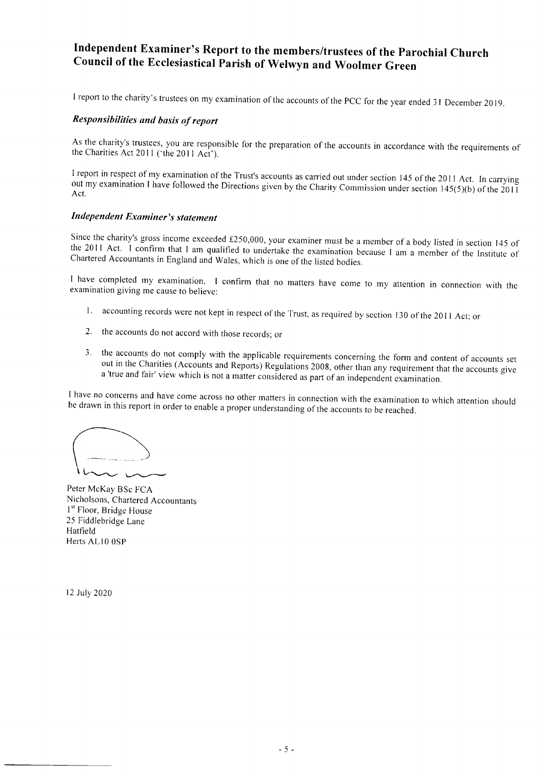# Independent Examiner's Report to the members/trustees of the Parochial Church Council of the Ecclesiastical Parish of Welwyn and Woolmer Green

I report to the charity's trustees on my examination of the accounts of the PCC for the year ended 31 December 2019.

### *Responsibilities and basis of report*

As the charity's trustees, you are responsible for the preparation of the accounts in accordance with the requirements of the Charities Act 2011 ('the 2011 Act').

I report in respect of my examination of the Trust's accounts as carried out under section 145 of the 2011 Act. In carrying out my examination I have followed the Directions given by the Charity Commission under section 145(5)(b) of the 2011 Act.

### *Independent Examiner's statement*

Since the charity's gross income exceeded £250,000, your examiner must be a member of a body listed in section 145 of the 2011 Act. I confirm that I am qualified to undertake the examination because I am a member of the Institute of Chartered Accountants in England and Wales, which is one of the listed bodies.

I have completed my examination. I confirm that no matters have come to my attention in connection with the examination giving me cause to believe:

1. accounting records were not kept in respect of the Trust, as required by section 130 of the 2011 Act; or

2. the accounts do not accord with those records; or

3. the accounts do not comply with the applicable requirements concerning the form and content of accounts set out in the Charities (Accounts and Reports) Regulations 2008, other than any requirement that the accounts give a 'true and fair' view which is not a matter considered as part of an independent examination.

I have no concerns and have come across no other matters in connection with the examination to which attention should be drawn in this report in order to enable a proper understanding of the accounts to be reached.

Peter McKay BSc FCA
Nicholsons, Chartered Accountants
1st Floor, Bridge House
25 Fiddlebridge Lane
Hatfield
Herts AL10 0SP

12 July 2020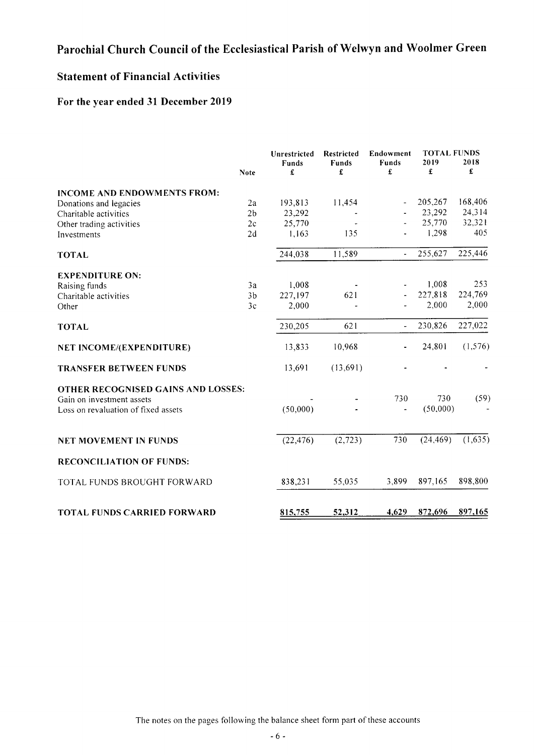# Parochial Church Council of the Ecclesiastical Parish of Welwyn and Woolmer Green

## Statement of Financial Activities

### For the year ended 31 December 2019

| | Note | Unrestricted Funds £ | Restricted Funds £ | Endowment Funds £ | TOTAL FUNDS 2019 £ | TOTAL FUNDS 2018 £ |
|---|---|---|---|---|---|---|
| **INCOME AND ENDOWMENTS FROM:** | | | | | | |
| Donations and legacies | 2a | 193,813 | 11,454 | - | 205,267 | 168,406 |
| Charitable activities | 2b | 23,292 | - | - | 23,292 | 24,314 |
| Other trading activities | 2c | 25,770 | - | - | 25,770 | 32,321 |
| Investments | 2d | 1,163 | 135 | - | 1,298 | 405 |
| **TOTAL** | | 244,038 | 11,589 | - | 255,627 | 225,446 |
| **EXPENDITURE ON:** | | | | | | |
| Raising funds | 3a | 1,008 | - | - | 1,008 | 253 |
| Charitable activities | 3b | 227,197 | 621 | - | 227,818 | 224,769 |
| Other | 3c | 2,000 | - | - | 2,000 | 2,000 |
| **TOTAL** | | 230,205 | 621 | - | 230,826 | 227,022 |
| **NET INCOME/(EXPENDITURE)** | | 13,833 | 10,968 | - | 24,801 | (1,576) |
| **TRANSFER BETWEEN FUNDS** | | 13,691 | (13,691) | - | - | - |
| **OTHER RECOGNISED GAINS AND LOSSES:** | | | | | | |
| Gain on investment assets | | - | - | 730 | 730 | (59) |
| Loss on revaluation of fixed assets | | (50,000) | - | - | (50,000) | - |
| **NET MOVEMENT IN FUNDS** | | (22,476) | (2,723) | 730 | (24,469) | (1,635) |
| **RECONCILIATION OF FUNDS:** | | | | | | |
| TOTAL FUNDS BROUGHT FORWARD | | 838,231 | 55,035 | 3,899 | 897,165 | 898,800 |
| **TOTAL FUNDS CARRIED FORWARD** | | 815,755 | 52,312 | 4,629 | 872,696 | 897,165 |

The notes on the pages following the balance sheet form part of these accounts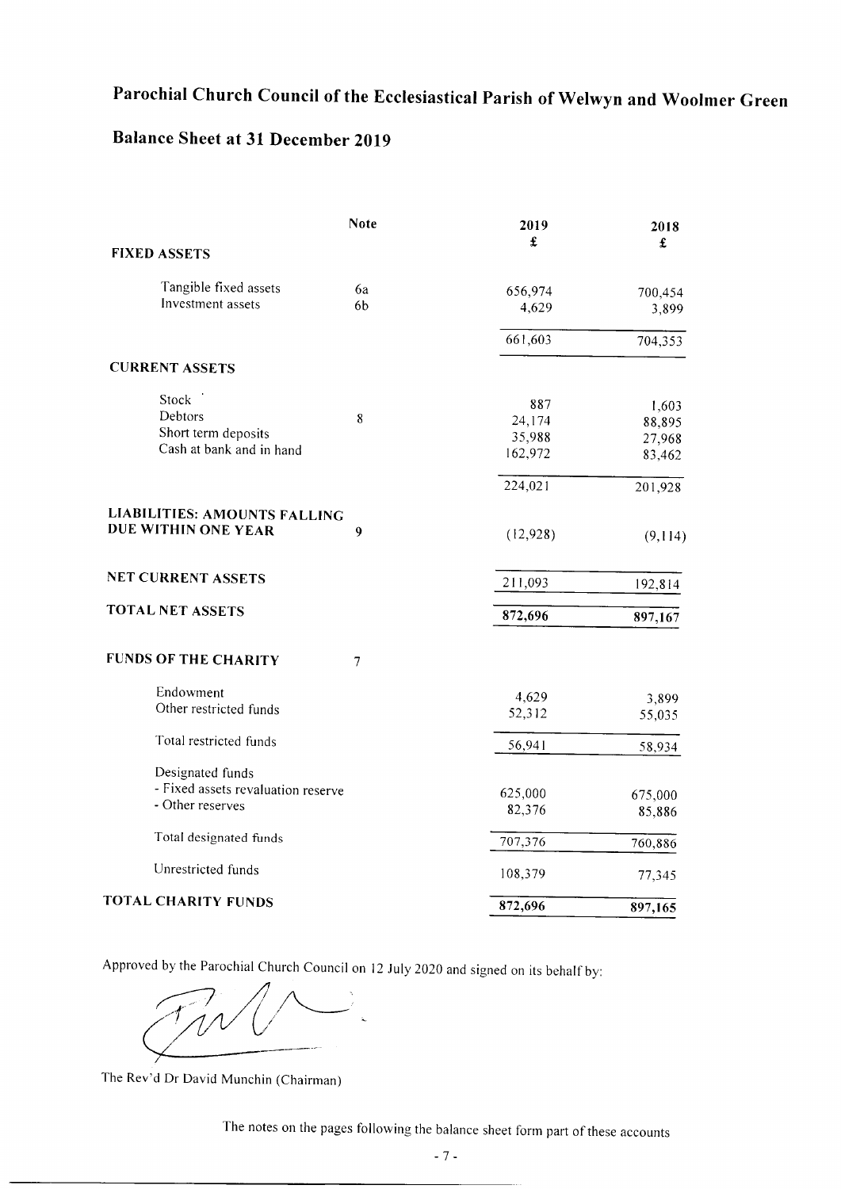# Parochial Church Council of the Ecclesiastical Parish of Welwyn and Woolmer Green

## Balance Sheet at 31 December 2019

| | Note | 2019 £ | 2018 £ |
|---|---|---|---|
| **FIXED ASSETS** | | | |
| Tangible fixed assets | 6a | 656,974 | 700,454 |
| Investment assets | 6b | 4,629 | 3,899 |
| | | 661,603 | 704,353 |
| **CURRENT ASSETS** | | | |
| Stock | | 887 | 1,603 |
| Debtors | 8 | 24,174 | 88,895 |
| Short term deposits | | 35,988 | 27,968 |
| Cash at bank and in hand | | 162,972 | 83,462 |
| | | 224,021 | 201,928 |
| **LIABILITIES: AMOUNTS FALLING DUE WITHIN ONE YEAR** | 9 | (12,928) | (9,114) |
| **NET CURRENT ASSETS** | | 211,093 | 192,814 |
| **TOTAL NET ASSETS** | | **872,696** | **897,167** |
| **FUNDS OF THE CHARITY** | 7 | | |
| Endowment | | 4,629 | 3,899 |
| Other restricted funds | | 52,312 | 55,035 |
| Total restricted funds | | 56,941 | 58,934 |
| Designated funds | | | |
| - Fixed assets revaluation reserve | | 625,000 | 675,000 |
| - Other reserves | | 82,376 | 85,886 |
| Total designated funds | | 707,376 | 760,886 |
| Unrestricted funds | | 108,379 | 77,345 |
| **TOTAL CHARITY FUNDS** | | **872,696** | **897,165** |

Approved by the Parochial Church Council on 12 July 2020 and signed on its behalf by:

The Rev'd Dr David Munchin (Chairman)

The notes on the pages following the balance sheet form part of these accounts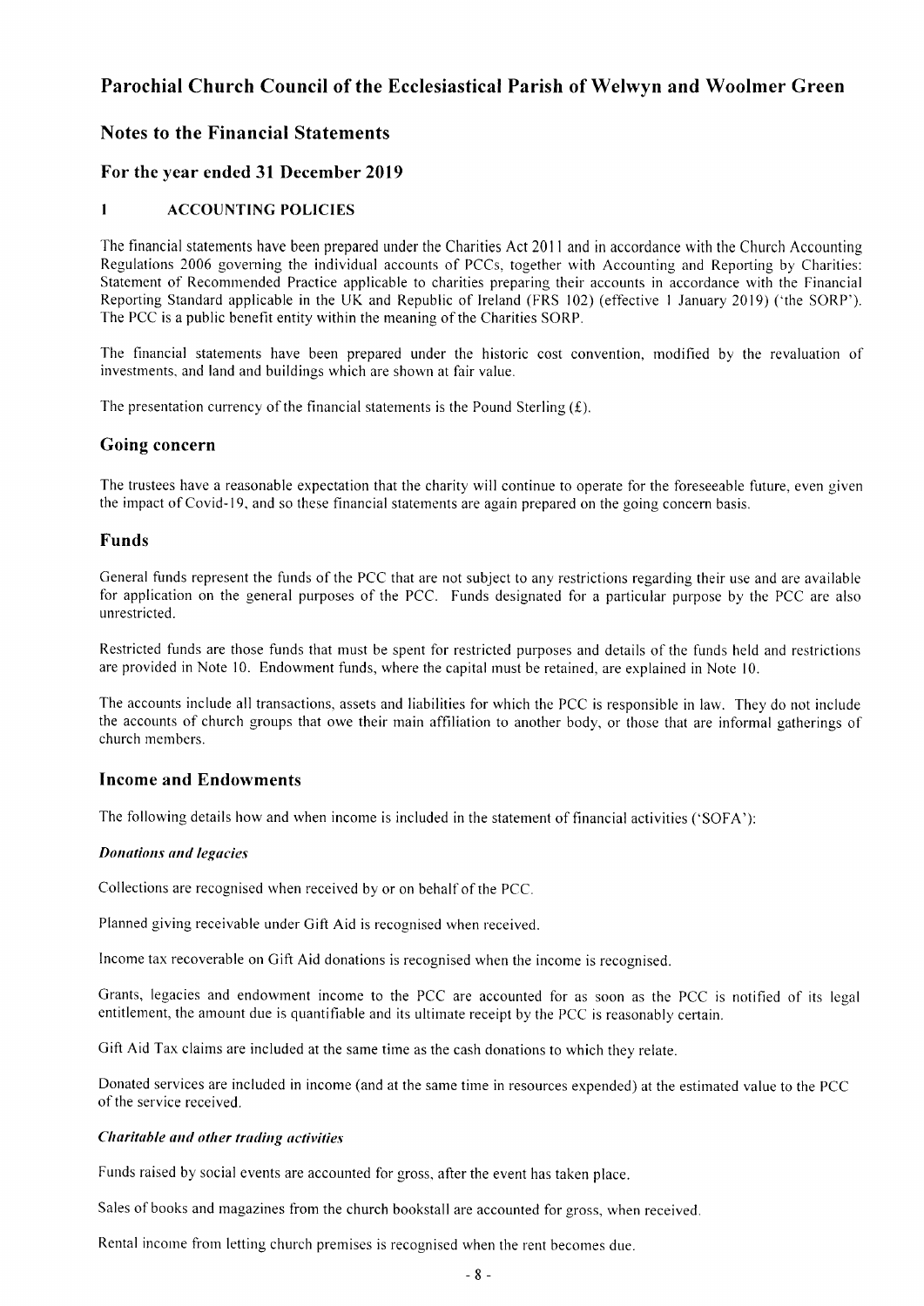# Parochial Church Council of the Ecclesiastical Parish of Welwyn and Woolmer Green

## Notes to the Financial Statements

## For the year ended 31 December 2019

### 1 ACCOUNTING POLICIES

The financial statements have been prepared under the Charities Act 2011 and in accordance with the Church Accounting Regulations 2006 governing the individual accounts of PCCs, together with Accounting and Reporting by Charities: Statement of Recommended Practice applicable to charities preparing their accounts in accordance with the Financial Reporting Standard applicable in the UK and Republic of Ireland (FRS 102) (effective 1 January 2019) ('the SORP'). The PCC is a public benefit entity within the meaning of the Charities SORP.

The financial statements have been prepared under the historic cost convention, modified by the revaluation of investments, and land and buildings which are shown at fair value.

The presentation currency of the financial statements is the Pound Sterling (£).

## Going concern

The trustees have a reasonable expectation that the charity will continue to operate for the foreseeable future, even given the impact of Covid-19, and so these financial statements are again prepared on the going concern basis.

## Funds

General funds represent the funds of the PCC that are not subject to any restrictions regarding their use and are available for application on the general purposes of the PCC. Funds designated for a particular purpose by the PCC are also unrestricted.

Restricted funds are those funds that must be spent for restricted purposes and details of the funds held and restrictions are provided in Note 10. Endowment funds, where the capital must be retained, are explained in Note 10.

The accounts include all transactions, assets and liabilities for which the PCC is responsible in law. They do not include the accounts of church groups that owe their main affiliation to another body, or those that are informal gatherings of church members.

## Income and Endowments

The following details how and when income is included in the statement of financial activities ('SOFA'):

***Donations and legacies***

Collections are recognised when received by or on behalf of the PCC.

Planned giving receivable under Gift Aid is recognised when received.

Income tax recoverable on Gift Aid donations is recognised when the income is recognised.

Grants, legacies and endowment income to the PCC are accounted for as soon as the PCC is notified of its legal entitlement, the amount due is quantifiable and its ultimate receipt by the PCC is reasonably certain.

Gift Aid Tax claims are included at the same time as the cash donations to which they relate.

Donated services are included in income (and at the same time in resources expended) at the estimated value to the PCC of the service received.

***Charitable and other trading activities***

Funds raised by social events are accounted for gross, after the event has taken place.

Sales of books and magazines from the church bookstall are accounted for gross, when received.

Rental income from letting church premises is recognised when the rent becomes due.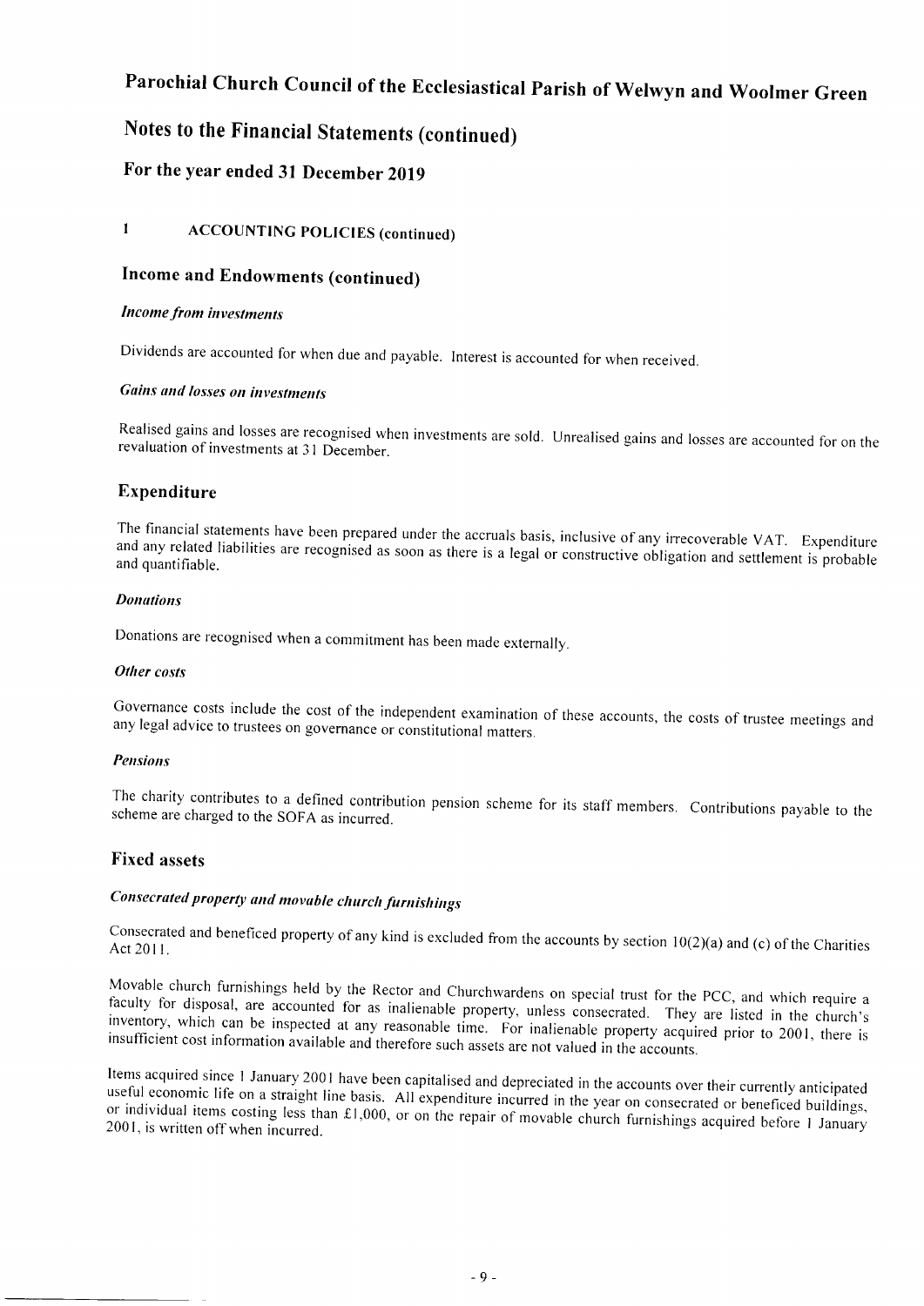# Parochial Church Council of the Ecclesiastical Parish of Welwyn and Woolmer Green

# Notes to the Financial Statements (continued)

## For the year ended 31 December 2019

### 1 ACCOUNTING POLICIES (continued)

## Income and Endowments (continued)

***Income from investments***

Dividends are accounted for when due and payable. Interest is accounted for when received.

***Gains and losses on investments***

Realised gains and losses are recognised when investments are sold. Unrealised gains and losses are accounted for on the revaluation of investments at 31 December.

## Expenditure

The financial statements have been prepared under the accruals basis, inclusive of any irrecoverable VAT. Expenditure and any related liabilities are recognised as soon as there is a legal or constructive obligation and settlement is probable and quantifiable.

***Donations***

Donations are recognised when a commitment has been made externally.

***Other costs***

Governance costs include the cost of the independent examination of these accounts, the costs of trustee meetings and any legal advice to trustees on governance or constitutional matters.

***Pensions***

The charity contributes to a defined contribution pension scheme for its staff members. Contributions payable to the scheme are charged to the SOFA as incurred.

## Fixed assets

***Consecrated property and movable church furnishings***

Consecrated and beneficed property of any kind is excluded from the accounts by section 10(2)(a) and (c) of the Charities Act 2011.

Movable church furnishings held by the Rector and Churchwardens on special trust for the PCC, and which require a faculty for disposal, are accounted for as inalienable property, unless consecrated. They are listed in the church's inventory, which can be inspected at any reasonable time. For inalienable property acquired prior to 2001, there is insufficient cost information available and therefore such assets are not valued in the accounts.

Items acquired since 1 January 2001 have been capitalised and depreciated in the accounts over their currently anticipated useful economic life on a straight line basis. All expenditure incurred in the year on consecrated or beneficed buildings, or individual items costing less than £1,000, or on the repair of movable church furnishings acquired before 1 January 2001, is written off when incurred.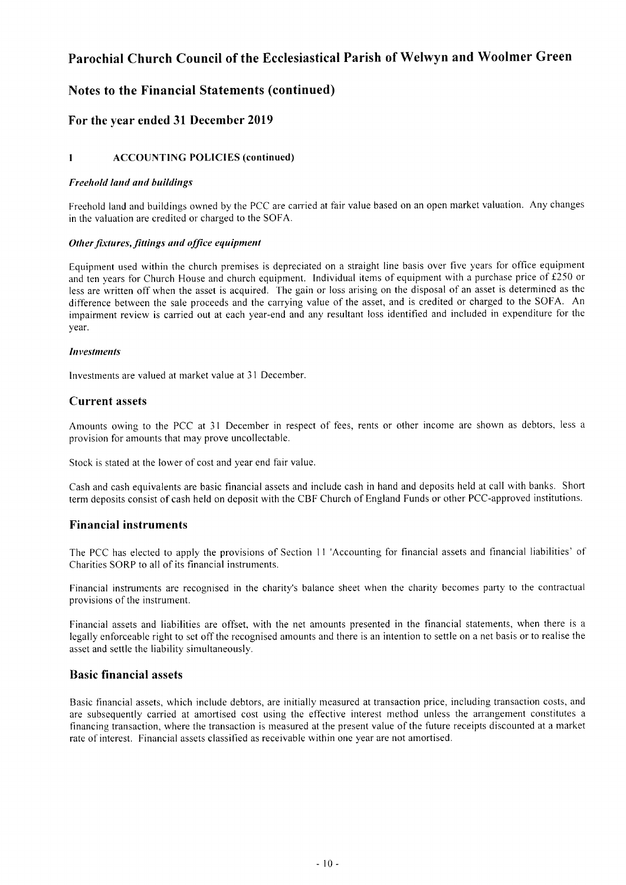# Parochial Church Council of the Ecclesiastical Parish of Welwyn and Woolmer Green

## Notes to the Financial Statements (continued)

## For the year ended 31 December 2019

### 1 ACCOUNTING POLICIES (continued)

***Freehold land and buildings***

Freehold land and buildings owned by the PCC are carried at fair value based on an open market valuation. Any changes in the valuation are credited or charged to the SOFA.

***Other fixtures, fittings and office equipment***

Equipment used within the church premises is depreciated on a straight line basis over five years for office equipment and ten years for Church House and church equipment. Individual items of equipment with a purchase price of £250 or less are written off when the asset is acquired. The gain or loss arising on the disposal of an asset is determined as the difference between the sale proceeds and the carrying value of the asset, and is credited or charged to the SOFA. An impairment review is carried out at each year-end and any resultant loss identified and included in expenditure for the year.

***Investments***

Investments are valued at market value at 31 December.

## Current assets

Amounts owing to the PCC at 31 December in respect of fees, rents or other income are shown as debtors, less a provision for amounts that may prove uncollectable.

Stock is stated at the lower of cost and year end fair value.

Cash and cash equivalents are basic financial assets and include cash in hand and deposits held at call with banks. Short term deposits consist of cash held on deposit with the CBF Church of England Funds or other PCC-approved institutions.

## Financial instruments

The PCC has elected to apply the provisions of Section 11 'Accounting for financial assets and financial liabilities' of Charities SORP to all of its financial instruments.

Financial instruments are recognised in the charity's balance sheet when the charity becomes party to the contractual provisions of the instrument.

Financial assets and liabilities are offset, with the net amounts presented in the financial statements, when there is a legally enforceable right to set off the recognised amounts and there is an intention to settle on a net basis or to realise the asset and settle the liability simultaneously.

## Basic financial assets

Basic financial assets, which include debtors, are initially measured at transaction price, including transaction costs, and are subsequently carried at amortised cost using the effective interest method unless the arrangement constitutes a financing transaction, where the transaction is measured at the present value of the future receipts discounted at a market rate of interest. Financial assets classified as receivable within one year are not amortised.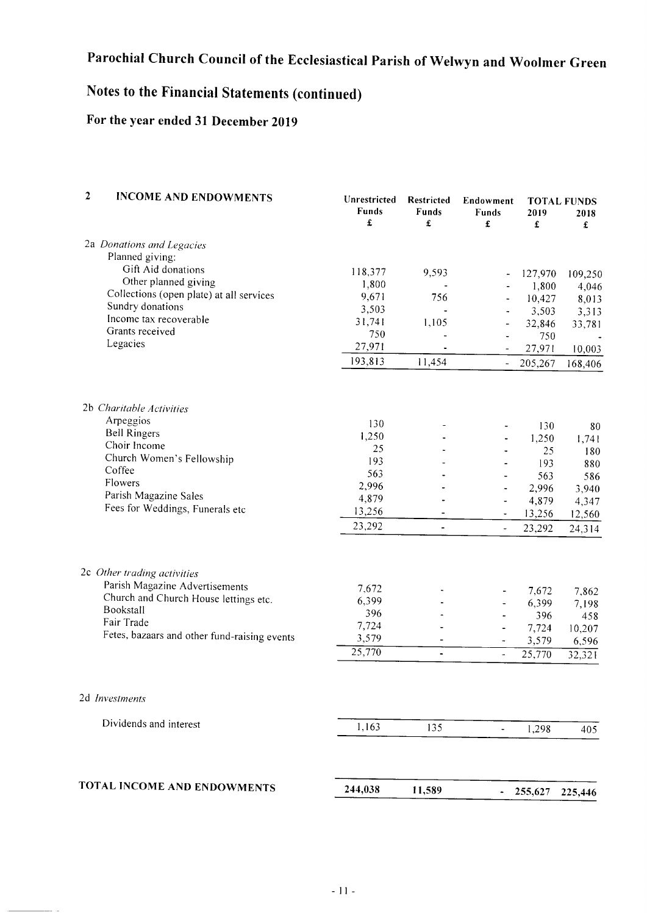# Parochial Church Council of the Ecclesiastical Parish of Welwyn and Woolmer Green

## Notes to the Financial Statements (continued)

### For the year ended 31 December 2019

| 2 INCOME AND ENDOWMENTS | Unrestricted Funds £ | Restricted Funds £ | Endowment Funds £ | TOTAL FUNDS 2019 £ | TOTAL FUNDS 2018 £ |
|---|---|---|---|---|---|
| 2a *Donations and Legacies* | | | | | |
| Planned giving: | | | | | |
| Gift Aid donations | 118,377 | 9,593 | - | 127,970 | 109,250 |
| Other planned giving | 1,800 | - | - | 1,800 | 4,046 |
| Collections (open plate) at all services | 9,671 | 756 | - | 10,427 | 8,013 |
| Sundry donations | 3,503 | - | - | 3,503 | 3,313 |
| Income tax recoverable | 31,741 | 1,105 | - | 32,846 | 33,781 |
| Grants received | 750 | - | - | 750 | - |
| Legacies | 27,971 | - | - | 27,971 | 10,003 |
| | 193,813 | 11,454 | - | 205,267 | 168,406 |
| 2b *Charitable Activities* | | | | | |
| Arpeggios | 130 | - | - | 130 | 80 |
| Bell Ringers | 1,250 | - | - | 1,250 | 1,741 |
| Choir Income | 25 | - | - | 25 | 180 |
| Church Women's Fellowship | 193 | - | - | 193 | 880 |
| Coffee | 563 | - | - | 563 | 586 |
| Flowers | 2,996 | - | - | 2,996 | 3,940 |
| Parish Magazine Sales | 4,879 | - | - | 4,879 | 4,347 |
| Fees for Weddings, Funerals etc | 13,256 | - | - | 13,256 | 12,560 |
| | 23,292 | - | - | 23,292 | 24,314 |
| 2c *Other trading activities* | | | | | |
| Parish Magazine Advertisements | 7,672 | - | - | 7,672 | 7,862 |
| Church and Church House lettings etc. | 6,399 | - | - | 6,399 | 7,198 |
| Bookstall | 396 | - | - | 396 | 458 |
| Fair Trade | 7,724 | - | - | 7,724 | 10,207 |
| Fetes, bazaars and other fund-raising events | 3,579 | - | - | 3,579 | 6,596 |
| | 25,770 | - | - | 25,770 | 32,321 |
| 2d *Investments* | | | | | |
| Dividends and interest | 1,163 | 135 | - | 1,298 | 405 |
| **TOTAL INCOME AND ENDOWMENTS** | **244,038** | **11,589** | **-** | **255,627** | **225,446** |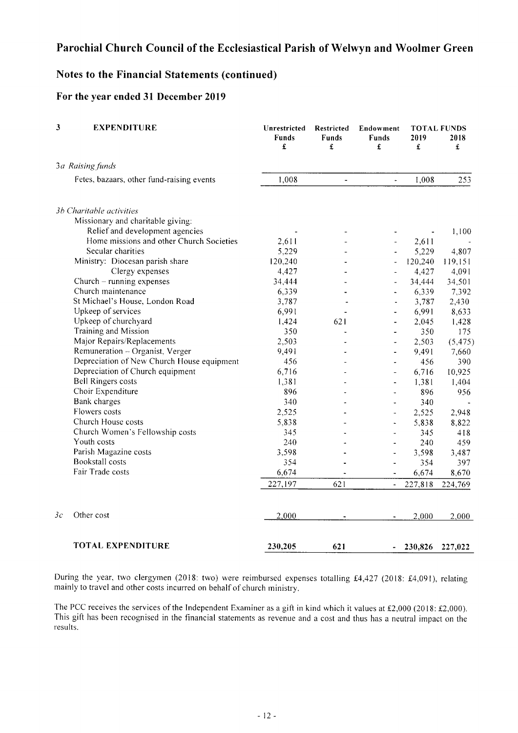# Parochial Church Council of the Ecclesiastical Parish of Welwyn and Woolmer Green

## Notes to the Financial Statements (continued)

### For the year ended 31 December 2019

| 3 EXPENDITURE | Unrestricted Funds £ | Restricted Funds £ | Endowment Funds £ | TOTAL FUNDS 2019 £ | 2018 £ |
|---|---|---|---|---|---|
| *3a Raising funds* | | | | | |
| Fetes, bazaars, other fund-raising events | 1,008 | - | - | 1,008 | 253 |
| *3b Charitable activities* | | | | | |
| Missionary and charitable giving: | | | | | |
| Relief and development agencies | - | - | - | - | 1,100 |
| Home missions and other Church Societies | 2,611 | - | - | 2,611 | - |
| Secular charities | 5,229 | - | - | 5,229 | 4,807 |
| Ministry: Diocesan parish share | 120,240 | - | - | 120,240 | 119,151 |
| Clergy expenses | 4,427 | - | - | 4,427 | 4,091 |
| Church – running expenses | 34,444 | - | - | 34,444 | 34,501 |
| Church maintenance | 6,339 | - | - | 6,339 | 7,392 |
| St Michael's House, London Road | 3,787 | - | - | 3,787 | 2,430 |
| Upkeep of services | 6,991 | - | - | 6,991 | 8,633 |
| Upkeep of churchyard | 1,424 | 621 | - | 2,045 | 1,428 |
| Training and Mission | 350 | - | - | 350 | 175 |
| Major Repairs/Replacements | 2,503 | - | - | 2,503 | (5,475) |
| Remuneration – Organist, Verger | 9,491 | - | - | 9,491 | 7,660 |
| Depreciation of New Church House equipment | 456 | - | - | 456 | 390 |
| Depreciation of Church equipment | 6,716 | - | - | 6,716 | 10,925 |
| Bell Ringers costs | 1,381 | - | - | 1,381 | 1,404 |
| Choir Expenditure | 896 | - | - | 896 | 956 |
| Bank charges | 340 | - | - | 340 | - |
| Flowers costs | 2,525 | - | - | 2,525 | 2,948 |
| Church House costs | 5,838 | - | - | 5,838 | 8,822 |
| Church Women's Fellowship costs | 345 | - | - | 345 | 418 |
| Youth costs | 240 | - | - | 240 | 459 |
| Parish Magazine costs | 3,598 | - | - | 3,598 | 3,487 |
| Bookstall costs | 354 | - | - | 354 | 397 |
| Fair Trade costs | 6,674 | - | - | 6,674 | 8,670 |
| | 227,197 | 621 | - | 227,818 | 224,769 |
| *3c* Other cost | 2,000 | - | - | 2,000 | 2,000 |
| **TOTAL EXPENDITURE** | **230,205** | **621** | **-** | **230,826** | **227,022** |

During the year, two clergymen (2018: two) were reimbursed expenses totalling £4,427 (2018: £4,091), relating mainly to travel and other costs incurred on behalf of church ministry.

The PCC receives the services of the Independent Examiner as a gift in kind which it values at £2,000 (2018: £2,000). This gift has been recognised in the financial statements as revenue and a cost and thus has a neutral impact on the results.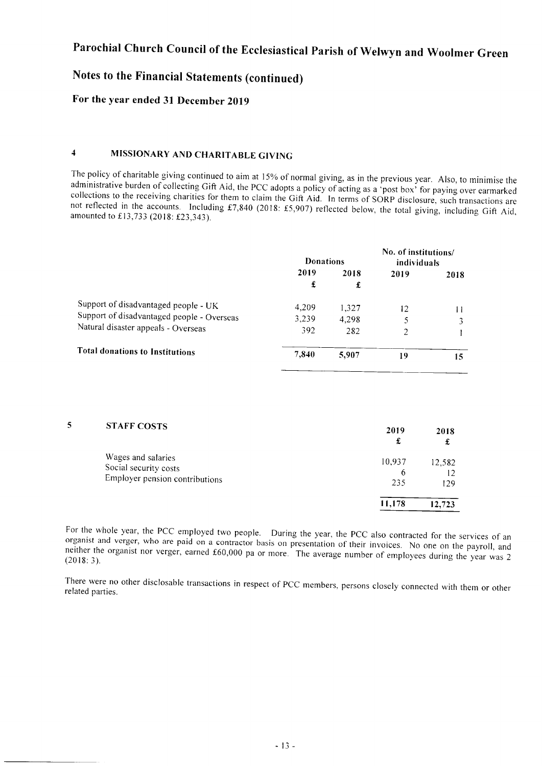# Parochial Church Council of the Ecclesiastical Parish of Welwyn and Woolmer Green

## Notes to the Financial Statements (continued)

### For the year ended 31 December 2019

#### 4 MISSIONARY AND CHARITABLE GIVING

The policy of charitable giving continued to aim at 15% of normal giving, as in the previous year. Also, to minimise the administrative burden of collecting Gift Aid, the PCC adopts a policy of acting as a 'post box' for paying over earmarked collections to the receiving charities for them to claim the Gift Aid. In terms of SORP disclosure, such transactions are not reflected in the accounts. Including £7,840 (2018: £5,907) reflected below, the total giving, including Gift Aid, amounted to £13,733 (2018: £23,343).

| | Donations | | No. of institutions/ individuals | |
|---|---|---|---|---|
| | 2019 | 2018 | 2019 | 2018 |
| | £ | £ | | |
| Support of disadvantaged people - UK | 4,209 | 1,327 | 12 | 11 |
| Support of disadvantaged people - Overseas | 3,239 | 4,298 | 5 | 3 |
| Natural disaster appeals - Overseas | 392 | 282 | 2 | 1 |
| **Total donations to Institutions** | **7,840** | **5,907** | **19** | **15** |

#### 5 STAFF COSTS

| | 2019 | 2018 |
|---|---|---|
| | £ | £ |
| Wages and salaries | 10,937 | 12,582 |
| Social security costs | 6 | 12 |
| Employer pension contributions | 235 | 129 |
| | **11,178** | **12,723** |

For the whole year, the PCC employed two people. During the year, the PCC also contracted for the services of an organist and verger, who are paid on a contractor basis on presentation of their invoices. No one on the payroll, and neither the organist nor verger, earned £60,000 pa or more. The average number of employees during the year was 2 (2018: 3).

There were no other disclosable transactions in respect of PCC members, persons closely connected with them or other related parties.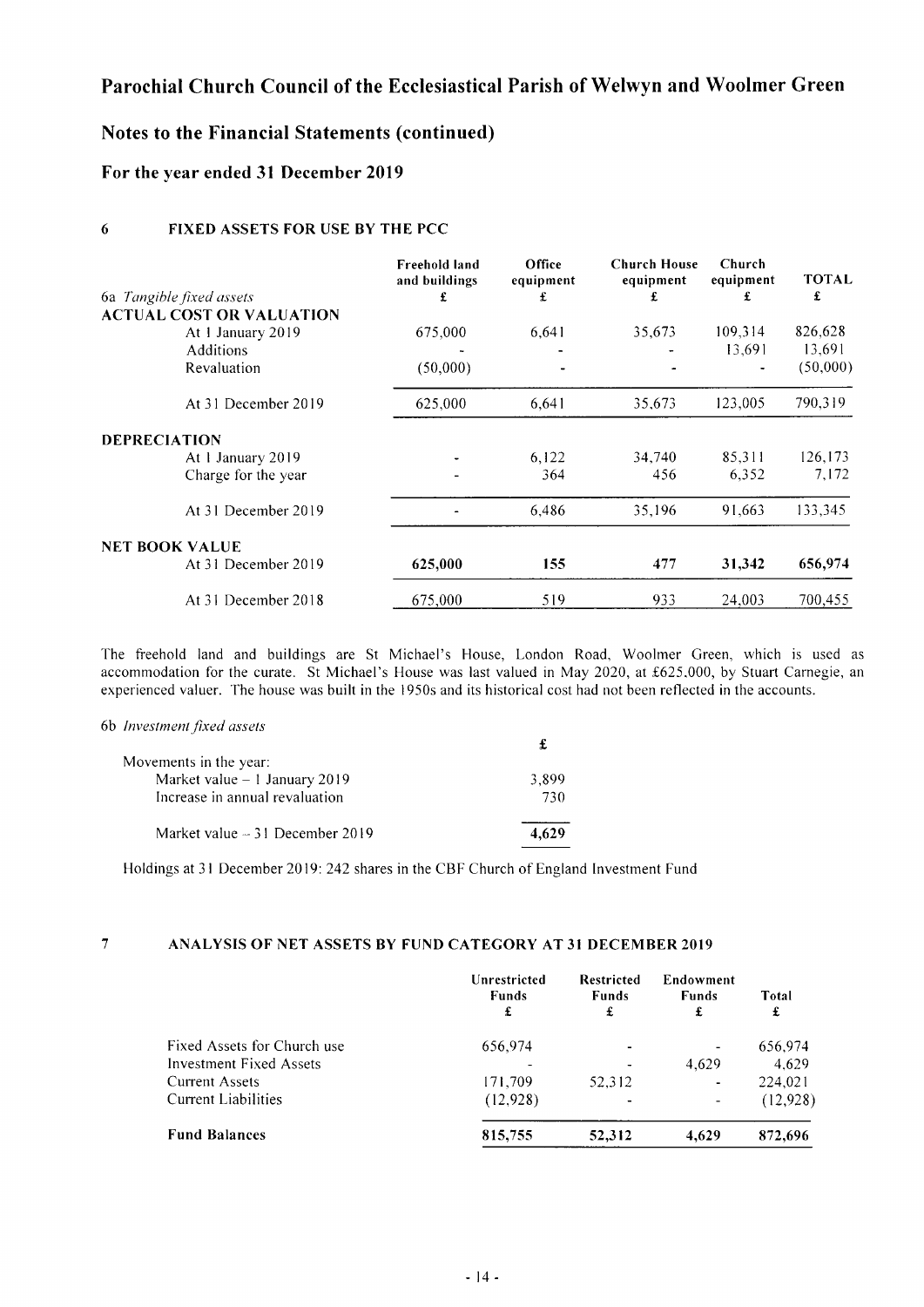# Parochial Church Council of the Ecclesiastical Parish of Welwyn and Woolmer Green

## Notes to the Financial Statements (continued)

### For the year ended 31 December 2019

#### 6 FIXED ASSETS FOR USE BY THE PCC

| 6a *Tangible fixed assets* | Freehold land and buildings £ | Office equipment £ | Church House equipment £ | Church equipment £ | TOTAL £ |
|---|---|---|---|---|---|
| **ACTUAL COST OR VALUATION** | | | | | |
| At 1 January 2019 | 675,000 | 6,641 | 35,673 | 109,314 | 826,628 |
| Additions | - | - | - | 13,691 | 13,691 |
| Revaluation | (50,000) | - | - | - | (50,000) |
| At 31 December 2019 | 625,000 | 6,641 | 35,673 | 123,005 | 790,319 |
| **DEPRECIATION** | | | | | |
| At 1 January 2019 | - | 6,122 | 34,740 | 85,311 | 126,173 |
| Charge for the year | - | 364 | 456 | 6,352 | 7,172 |
| At 31 December 2019 | - | 6,486 | 35,196 | 91,663 | 133,345 |
| **NET BOOK VALUE** | | | | | |
| At 31 December 2019 | **625,000** | **155** | **477** | **31,342** | **656,974** |
| At 31 December 2018 | 675,000 | 519 | 933 | 24,003 | 700,455 |

The freehold land and buildings are St Michael's House, London Road, Woolmer Green, which is used as accommodation for the curate. St Michael's House was last valued in May 2020, at £625,000, by Stuart Carnegie, an experienced valuer. The house was built in the 1950s and its historical cost had not been reflected in the accounts.

6b *Investment fixed assets*

| | £ |
|---|---|
| Movements in the year: | |
| Market value – 1 January 2019 | 3,899 |
| Increase in annual revaluation | 730 |
| Market value – 31 December 2019 | **4,629** |

Holdings at 31 December 2019: 242 shares in the CBF Church of England Investment Fund

#### 7 ANALYSIS OF NET ASSETS BY FUND CATEGORY AT 31 DECEMBER 2019

| | Unrestricted Funds £ | Restricted Funds £ | Endowment Funds £ | Total £ |
|---|---|---|---|---|
| Fixed Assets for Church use | 656,974 | - | - | 656,974 |
| Investment Fixed Assets | - | - | 4,629 | 4,629 |
| Current Assets | 171,709 | 52,312 | - | 224,021 |
| Current Liabilities | (12,928) | - | - | (12,928) |
| **Fund Balances** | **815,755** | **52,312** | **4,629** | **872,696** |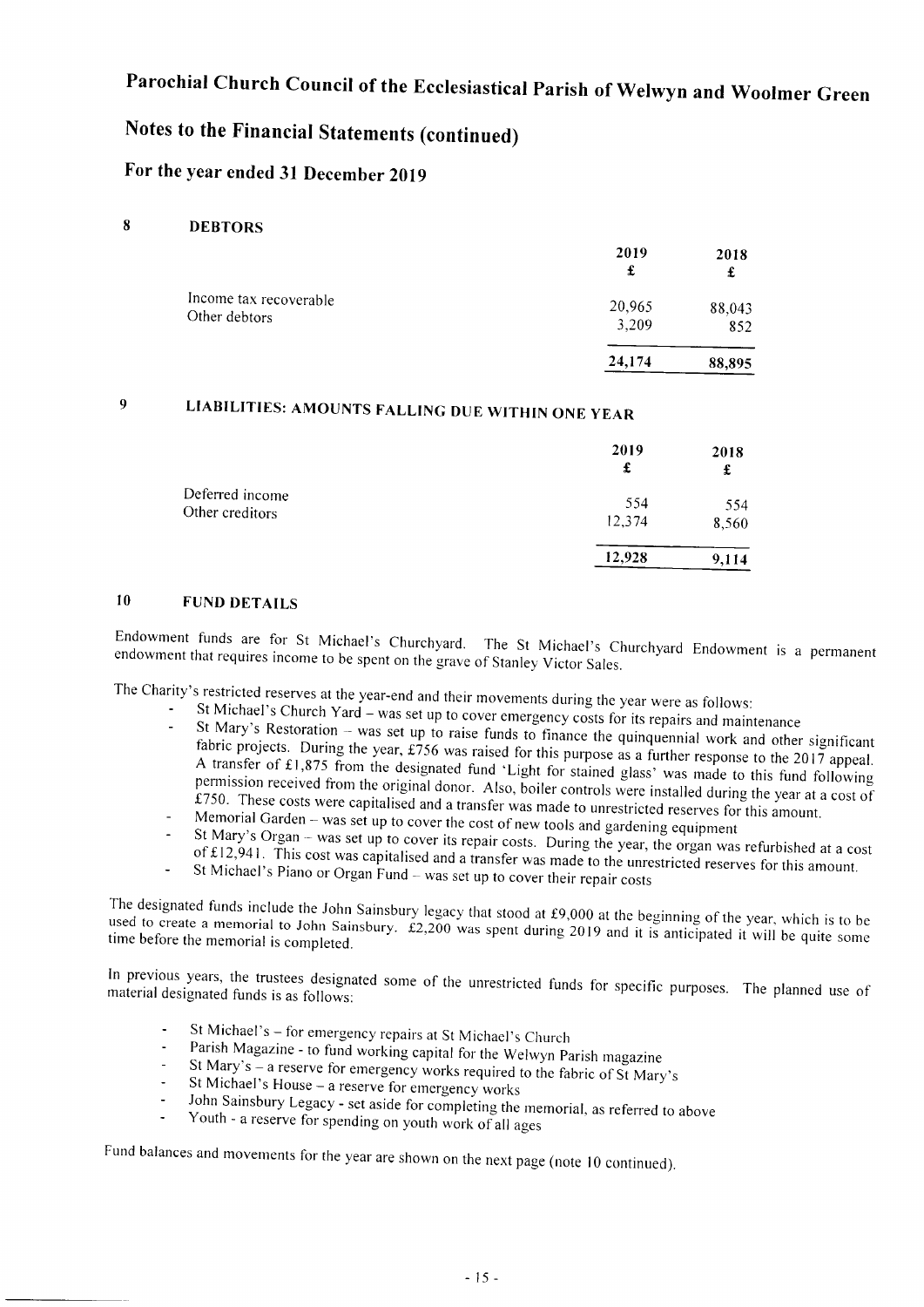# Parochial Church Council of the Ecclesiastical Parish of Welwyn and Woolmer Green

## Notes to the Financial Statements (continued)

### For the year ended 31 December 2019

**8 DEBTORS**

| | 2019 £ | 2018 £ |
|---|---|---|
| Income tax recoverable | 20,965 | 88,043 |
| Other debtors | 3,209 | 852 |
| | **24,174** | **88,895** |

**9 LIABILITIES: AMOUNTS FALLING DUE WITHIN ONE YEAR**

| | 2019 £ | 2018 £ |
|---|---|---|
| Deferred income | 554 | 554 |
| Other creditors | 12,374 | 8,560 |
| | **12,928** | **9,114** |

**10 FUND DETAILS**

Endowment funds are for St Michael's Churchyard. The St Michael's Churchyard Endowment is a permanent endowment that requires income to be spent on the grave of Stanley Victor Sales.

The Charity's restricted reserves at the year-end and their movements during the year were as follows:

- St Michael's Church Yard – was set up to cover emergency costs for its repairs and maintenance
- St Mary's Restoration – was set up to raise funds to finance the quinquennial work and other significant fabric projects. During the year, £756 was raised for this purpose as a further response to the 2017 appeal. A transfer of £1,875 from the designated fund 'Light for stained glass' was made to this fund following permission received from the original donor. Also, boiler controls were installed during the year at a cost of £750. These costs were capitalised and a transfer was made to unrestricted reserves for this amount.
- Memorial Garden – was set up to cover the cost of new tools and gardening equipment
- St Mary's Organ – was set up to cover its repair costs. During the year, the organ was refurbished at a cost of £12,941. This cost was capitalised and a transfer was made to the unrestricted reserves for this amount.
- St Michael's Piano or Organ Fund – was set up to cover their repair costs

The designated funds include the John Sainsbury legacy that stood at £9,000 at the beginning of the year, which is to be used to create a memorial to John Sainsbury. £2,200 was spent during 2019 and it is anticipated it will be quite some time before the memorial is completed.

In previous years, the trustees designated some of the unrestricted funds for specific purposes. The planned use of material designated funds is as follows:

- St Michael's – for emergency repairs at St Michael's Church
- Parish Magazine - to fund working capital for the Welwyn Parish magazine
- St Mary's – a reserve for emergency works required to the fabric of St Mary's
- St Michael's House – a reserve for emergency works
- John Sainsbury Legacy - set aside for completing the memorial, as referred to above
- Youth - a reserve for spending on youth work of all ages

Fund balances and movements for the year are shown on the next page (note 10 continued).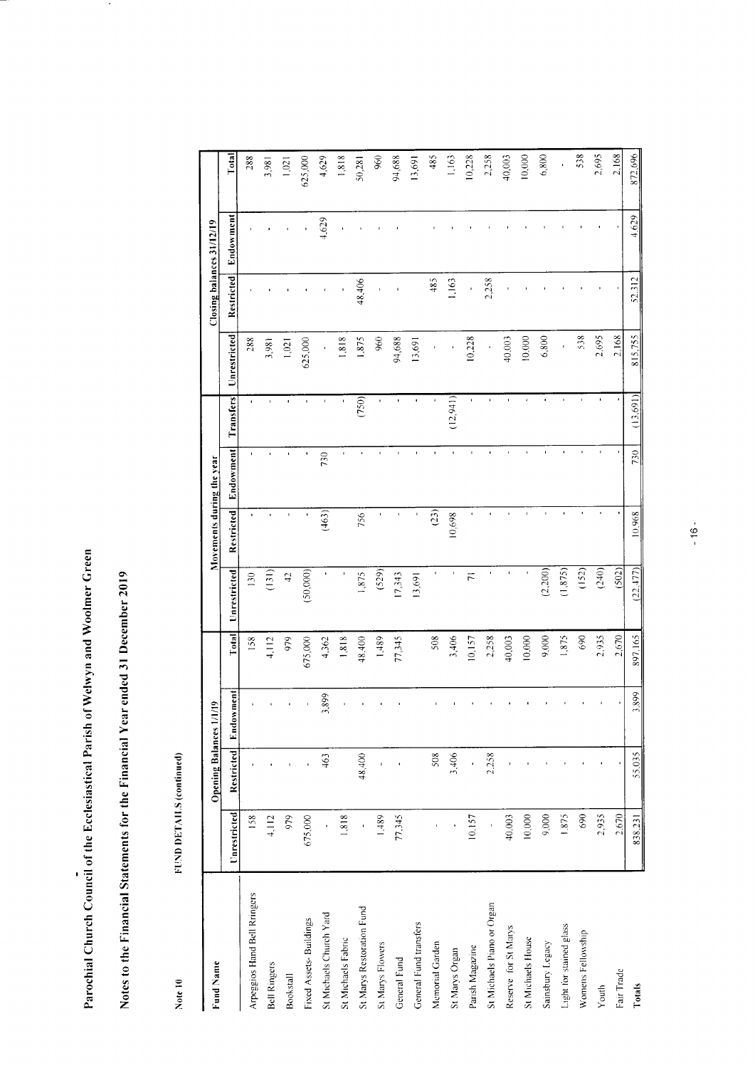# Parochial Church Council of the Ecclesiastical Parish of Welwyn and Woolmer Green

## Notes to the Financial Statements for the Financial Year ended 31 December 2019

Note 10 FUND DETAILS (continued)

| Fund Name | Opening Balances 1/1/19 | | | | Movements during the year | | | | Closing balances 31/12/19 | | | |
|---|---|---|---|---|---|---|---|---|---|---|---|---|
| | Unrestricted | Restricted | Endowment | Total | Unrestricted | Restricted | Endowment | Transfers | Unrestricted | Restricted | Endowment | Total |
| Arpeggios Hand Bell Ringers | 158 | - | - | 158 | 130 | - | - | - | 288 | - | - | 288 |
| Bell Ringers | 4,112 | - | - | 4,112 | (131) | - | - | - | 3,981 | - | - | 3,981 |
| Bookstall | 979 | - | - | 979 | 42 | - | - | - | 1,021 | - | - | 1,021 |
| Fixed Assets- Buildings | 675,000 | - | - | 675,000 | (50,000) | - | - | - | 625,000 | - | - | 625,000 |
| St Michaels Church Yard | - | 463 | 3,899 | 4,362 | - | (463) | 730 | - | - | - | 4,629 | 4,629 |
| St Michaels Fabric | 1,818 | - | - | 1,818 | - | - | - | - | 1,818 | - | - | 1,818 |
| St Marys Restoration Fund | - | 48,400 | - | 48,400 | 1,875 | 756 | - | (750) | 1,875 | 48,406 | - | 50,281 |
| St Marys Flowers | 1,489 | - | - | 1,489 | (529) | - | - | - | 960 | - | - | 960 |
| General Fund | 77,345 | - | - | 77,345 | 17,343 | - | - | - | 94,688 | - | - | 94,688 |
| General Fund transfers | | | | | 13,691 | - | - | - | 13,691 | - | - | 13,691 |
| Memorial Garden | - | 508 | - | 508 | - | (23) | - | - | - | 485 | - | 485 |
| St Marys Organ | - | 3,406 | - | 3,406 | - | 10,698 | - | (12,941) | - | 1,163 | - | 1,163 |
| Parish Magazine | 10,157 | - | - | 10,157 | 71 | - | - | - | 10,228 | - | - | 10,228 |
| St Michaels Piano or Organ | - | 2,258 | - | 2,258 | - | - | - | - | - | 2,258 | - | 2,258 |
| Reserve for St Marys | 40,003 | - | - | 40,003 | - | - | - | - | 40,003 | - | - | 40,003 |
| St Michaels House | 10,000 | - | - | 10,000 | - | - | - | - | 10,000 | - | - | 10,000 |
| Sainsbury Legacy | 9,000 | - | - | 9,000 | (2,200) | - | - | - | 6,800 | - | - | 6,800 |
| Light for stained glass | 1,875 | - | - | 1,875 | (1,875) | - | - | - | - | - | - | - |
| Womens Fellowship | 690 | - | - | 690 | (152) | - | - | - | 538 | - | - | 538 |
| Youth | 2,935 | - | - | 2,935 | (240) | - | - | - | 2,695 | - | - | 2,695 |
| Fair Trade | 2,670 | - | - | 2,670 | (502) | - | - | - | 2,168 | - | - | 2,168 |
| **Totals** | 838,231 | 55,035 | 3,899 | 897,165 | (22,477) | 10,968 | 730 | (13,691) | 815,755 | 52,312 | 4,629 | 872,696 |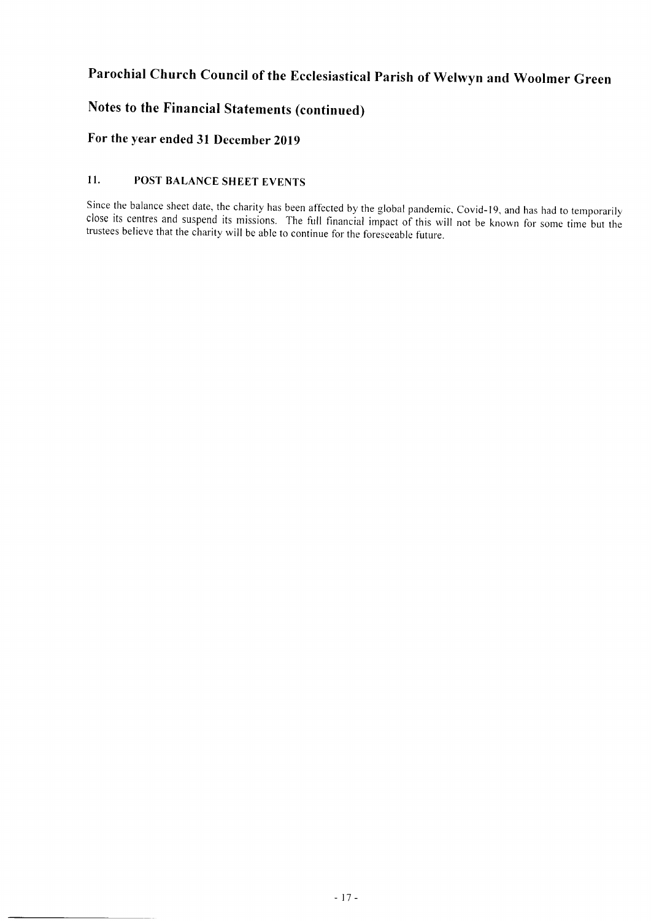# Parochial Church Council of the Ecclesiastical Parish of Welwyn and Woolmer Green

## Notes to the Financial Statements (continued)

### For the year ended 31 December 2019

### 11. POST BALANCE SHEET EVENTS

Since the balance sheet date, the charity has been affected by the global pandemic, Covid-19, and has had to temporarily close its centres and suspend its missions. The full financial impact of this will not be known for some time but the trustees believe that the charity will be able to continue for the foreseeable future.